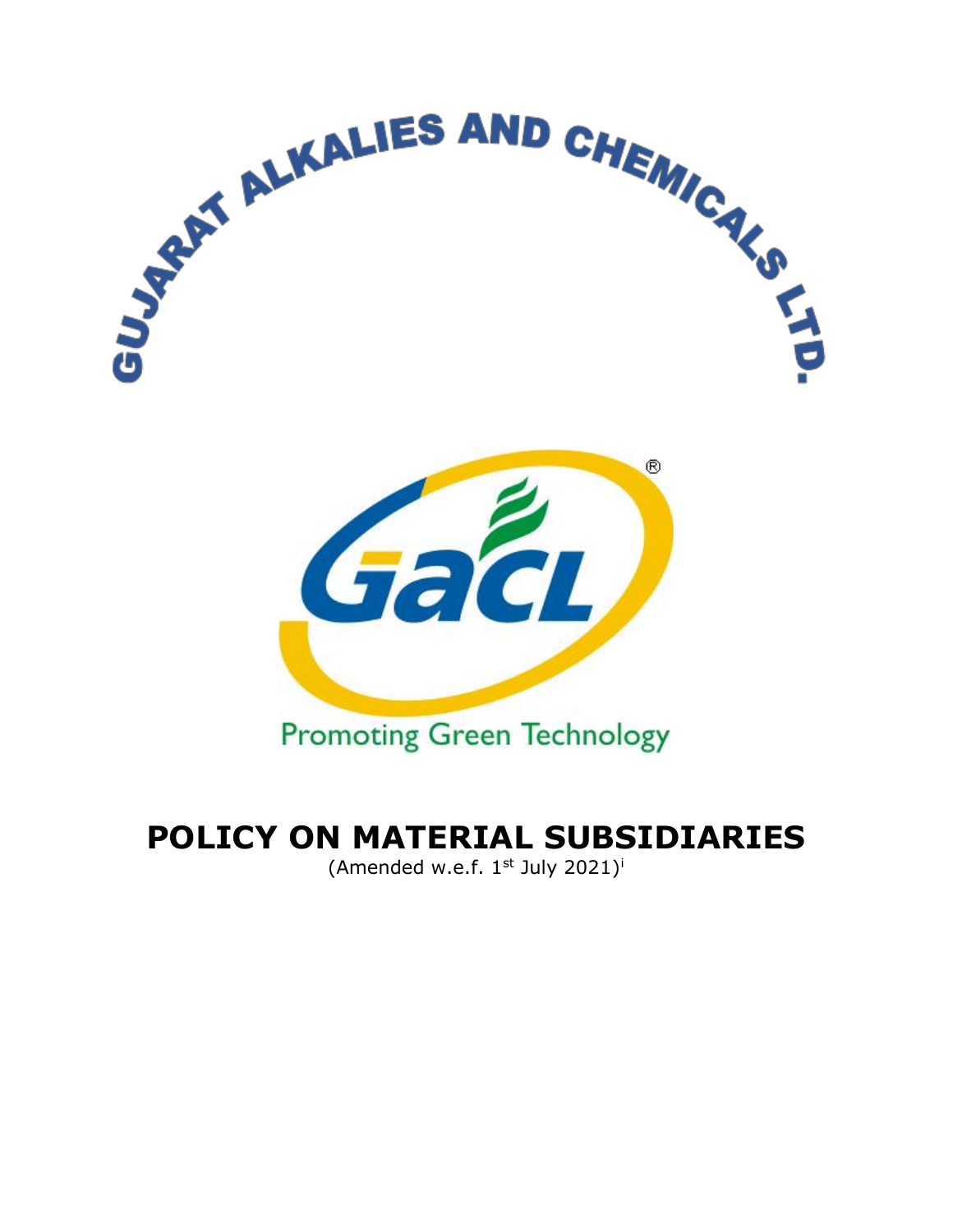GUJARAT ALKALIES AND CHEMICALS LTD.

GACL

Promoting Green Technology

# POLICY ON MATERIAL SUBSIDIARIES

(Amended w.e.f. 1st July 2021)[i]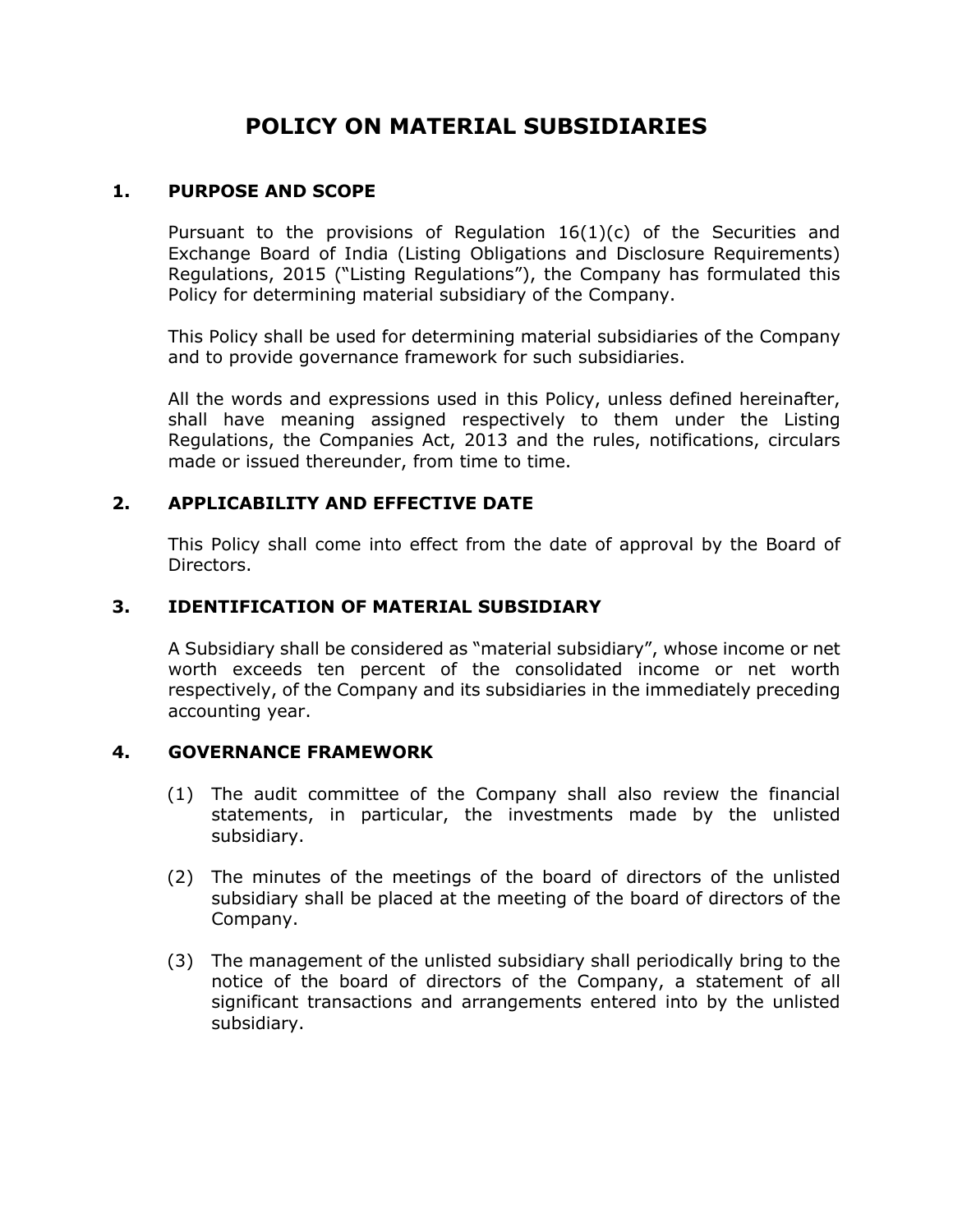# POLICY ON MATERIAL SUBSIDIARIES

## 1. PURPOSE AND SCOPE

Pursuant to the provisions of Regulation 16(1)(c) of the Securities and Exchange Board of India (Listing Obligations and Disclosure Requirements) Regulations, 2015 ("Listing Regulations"), the Company has formulated this Policy for determining material subsidiary of the Company.

This Policy shall be used for determining material subsidiaries of the Company and to provide governance framework for such subsidiaries.

All the words and expressions used in this Policy, unless defined hereinafter, shall have meaning assigned respectively to them under the Listing Regulations, the Companies Act, 2013 and the rules, notifications, circulars made or issued thereunder, from time to time.

## 2. APPLICABILITY AND EFFECTIVE DATE

This Policy shall come into effect from the date of approval by the Board of Directors.

## 3. IDENTIFICATION OF MATERIAL SUBSIDIARY

A Subsidiary shall be considered as "material subsidiary", whose income or net worth exceeds ten percent of the consolidated income or net worth respectively, of the Company and its subsidiaries in the immediately preceding accounting year.

## 4. GOVERNANCE FRAMEWORK

(1) The audit committee of the Company shall also review the financial statements, in particular, the investments made by the unlisted subsidiary.

(2) The minutes of the meetings of the board of directors of the unlisted subsidiary shall be placed at the meeting of the board of directors of the Company.

(3) The management of the unlisted subsidiary shall periodically bring to the notice of the board of directors of the Company, a statement of all significant transactions and arrangements entered into by the unlisted subsidiary.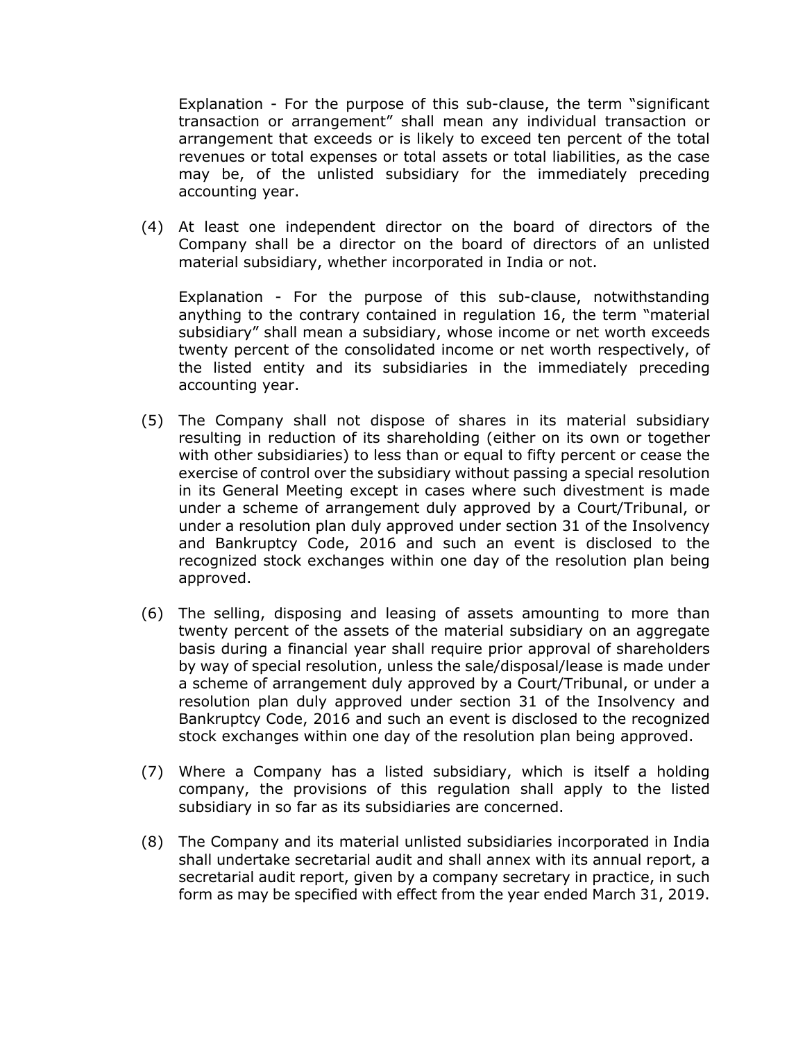Explanation - For the purpose of this sub-clause, the term "significant transaction or arrangement" shall mean any individual transaction or arrangement that exceeds or is likely to exceed ten percent of the total revenues or total expenses or total assets or total liabilities, as the case may be, of the unlisted subsidiary for the immediately preceding accounting year.

(4) At least one independent director on the board of directors of the Company shall be a director on the board of directors of an unlisted material subsidiary, whether incorporated in India or not.

Explanation - For the purpose of this sub-clause, notwithstanding anything to the contrary contained in regulation 16, the term "material subsidiary" shall mean a subsidiary, whose income or net worth exceeds twenty percent of the consolidated income or net worth respectively, of the listed entity and its subsidiaries in the immediately preceding accounting year.

(5) The Company shall not dispose of shares in its material subsidiary resulting in reduction of its shareholding (either on its own or together with other subsidiaries) to less than or equal to fifty percent or cease the exercise of control over the subsidiary without passing a special resolution in its General Meeting except in cases where such divestment is made under a scheme of arrangement duly approved by a Court/Tribunal, or under a resolution plan duly approved under section 31 of the Insolvency and Bankruptcy Code, 2016 and such an event is disclosed to the recognized stock exchanges within one day of the resolution plan being approved.

(6) The selling, disposing and leasing of assets amounting to more than twenty percent of the assets of the material subsidiary on an aggregate basis during a financial year shall require prior approval of shareholders by way of special resolution, unless the sale/disposal/lease is made under a scheme of arrangement duly approved by a Court/Tribunal, or under a resolution plan duly approved under section 31 of the Insolvency and Bankruptcy Code, 2016 and such an event is disclosed to the recognized stock exchanges within one day of the resolution plan being approved.

(7) Where a Company has a listed subsidiary, which is itself a holding company, the provisions of this regulation shall apply to the listed subsidiary in so far as its subsidiaries are concerned.

(8) The Company and its material unlisted subsidiaries incorporated in India shall undertake secretarial audit and shall annex with its annual report, a secretarial audit report, given by a company secretary in practice, in such form as may be specified with effect from the year ended March 31, 2019.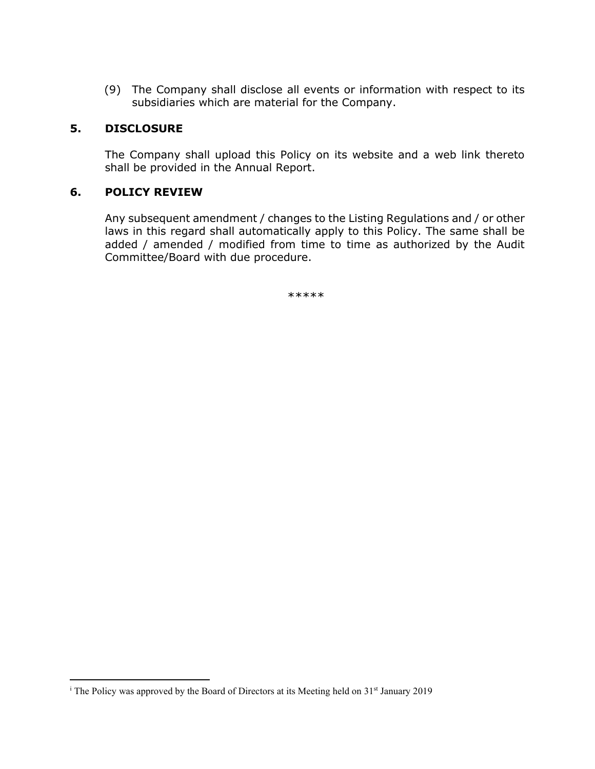(9) The Company shall disclose all events or information with respect to its subsidiaries which are material for the Company.

## 5. DISCLOSURE

The Company shall upload this Policy on its website and a web link thereto shall be provided in the Annual Report.

## 6. POLICY REVIEW

Any subsequent amendment / changes to the Listing Regulations and / or other laws in this regard shall automatically apply to this Policy. The same shall be added / amended / modified from time to time as authorized by the Audit Committee/Board with due procedure.

*****

[i] The Policy was approved by the Board of Directors at its Meeting held on 31st January 2019